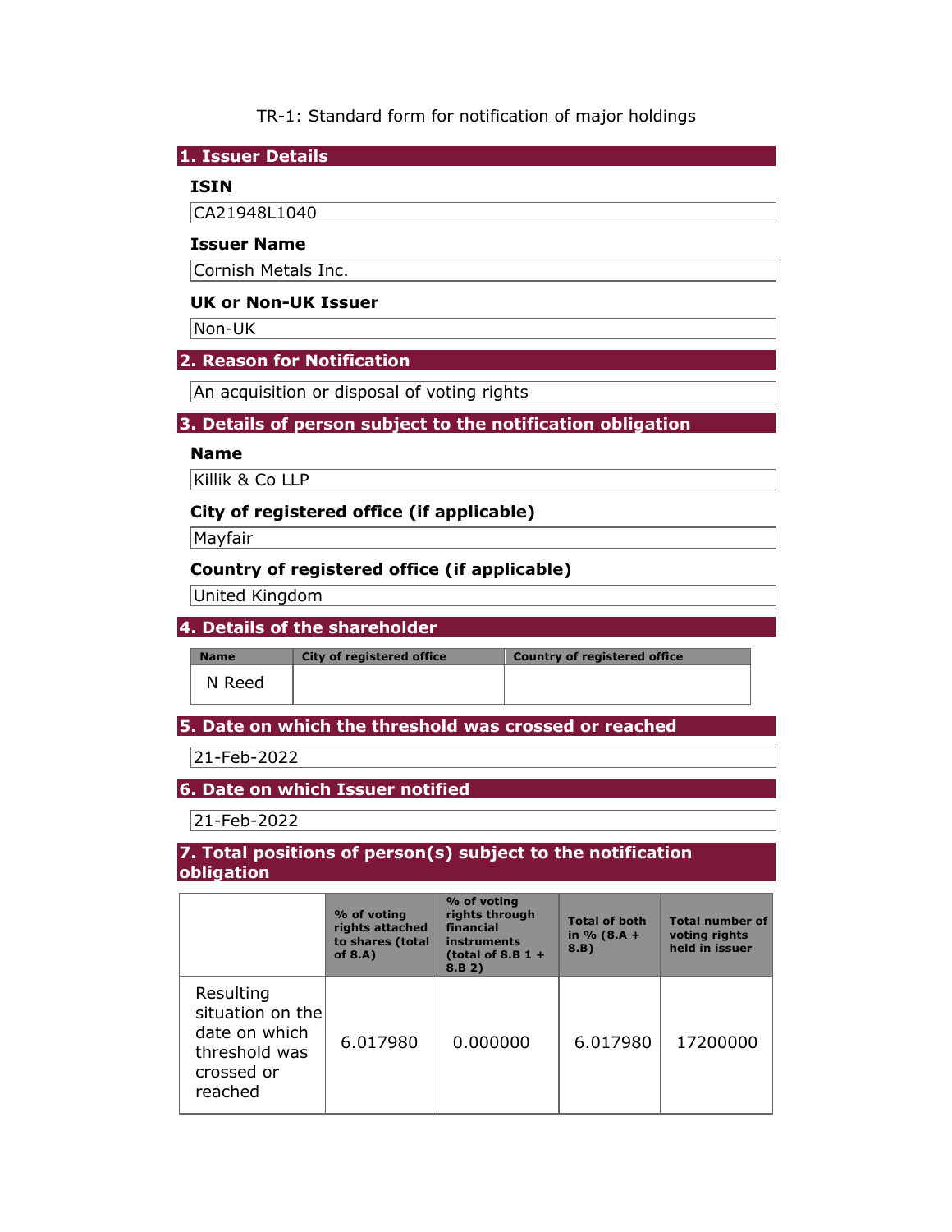TR-1: Standard form for notification of major holdings

## 1. Issuer Details

### ISIN

CA21948L1040

### Issuer Name

Cornish Metals Inc.

### UK or Non-UK Issuer

Non-UK

## 2. Reason for Notification

An acquisition or disposal of voting rights

## 3. Details of person subject to the notification obligation

### Name

Killik & Co LLP

### City of registered office (if applicable)

Mayfair

### Country of registered office (if applicable)

United Kingdom

## 4. Details of the shareholder

| Name | City of registered office | Country of registered office |
|---|---|---|
| N Reed | | |

## 5. Date on which the threshold was crossed or reached

21-Feb-2022

## 6. Date on which Issuer notified

21-Feb-2022

## 7. Total positions of person(s) subject to the notification obligation

| | % of voting rights attached to shares (total of 8.A) | % of voting rights through financial instruments (total of 8.B 1 + 8.B 2) | Total of both in % (8.A + 8.B) | Total number of voting rights held in issuer |
|---|---|---|---|---|
| Resulting situation on the date on which threshold was crossed or reached | 6.017980 | 0.000000 | 6.017980 | 17200000 |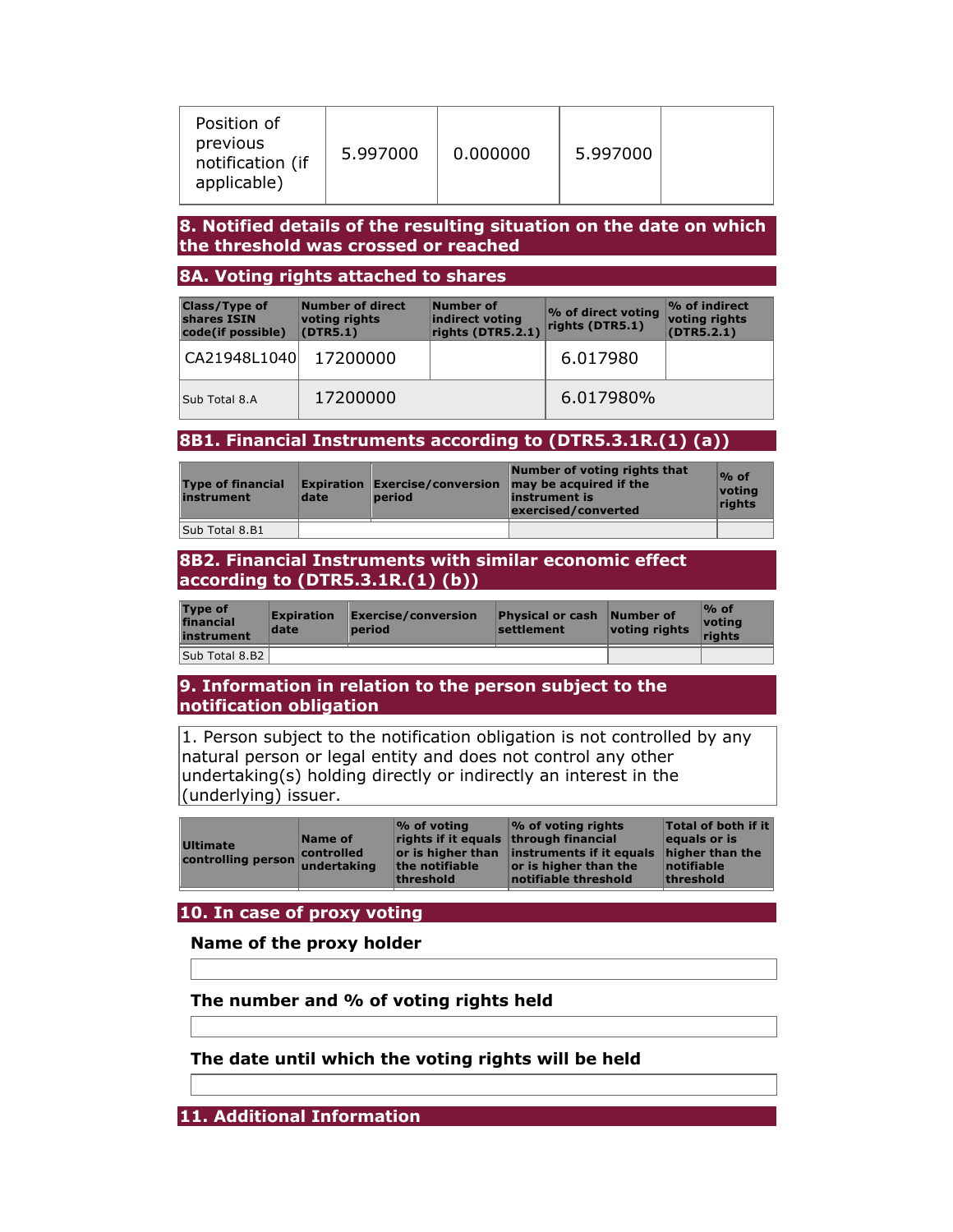| Position of previous notification (if applicable) | 5.997000 | 0.000000 | 5.997000 | |
|---|---|---|---|---|

## 8. Notified details of the resulting situation on the date on which the threshold was crossed or reached

### 8A. Voting rights attached to shares

| Class/Type of shares ISIN code(if possible) | Number of direct voting rights (DTR5.1) | Number of indirect voting rights (DTR5.2.1) | % of direct voting rights (DTR5.1) | % of indirect voting rights (DTR5.2.1) |
|---|---|---|---|---|
| CA21948L1040 | 17200000 | | 6.017980 | |
| Sub Total 8.A | 17200000 | | 6.017980% | |

### 8B1. Financial Instruments according to (DTR5.3.1R.(1) (a))

| Type of financial instrument | Expiration date | Exercise/conversion period | Number of voting rights that may be acquired if the instrument is exercised/converted | % of voting rights |
|---|---|---|---|---|
| Sub Total 8.B1 | | | | |

### 8B2. Financial Instruments with similar economic effect according to (DTR5.3.1R.(1) (b))

| Type of financial instrument | Expiration date | Exercise/conversion period | Physical or cash settlement | Number of voting rights | % of voting rights |
|---|---|---|---|---|---|
| Sub Total 8.B2 | | | | | |

## 9. Information in relation to the person subject to the notification obligation

1. Person subject to the notification obligation is not controlled by any natural person or legal entity and does not control any other undertaking(s) holding directly or indirectly an interest in the (underlying) issuer.

| Ultimate controlling person | Name of controlled undertaking | % of voting rights if it equals or is higher than the notifiable threshold | % of voting rights through financial instruments if it equals or is higher than the notifiable threshold | Total of both if it equals or is higher than the notifiable threshold |
|---|---|---|---|---|

## 10. In case of proxy voting

**Name of the proxy holder**

**The number and % of voting rights held**

**The date until which the voting rights will be held**

## 11. Additional Information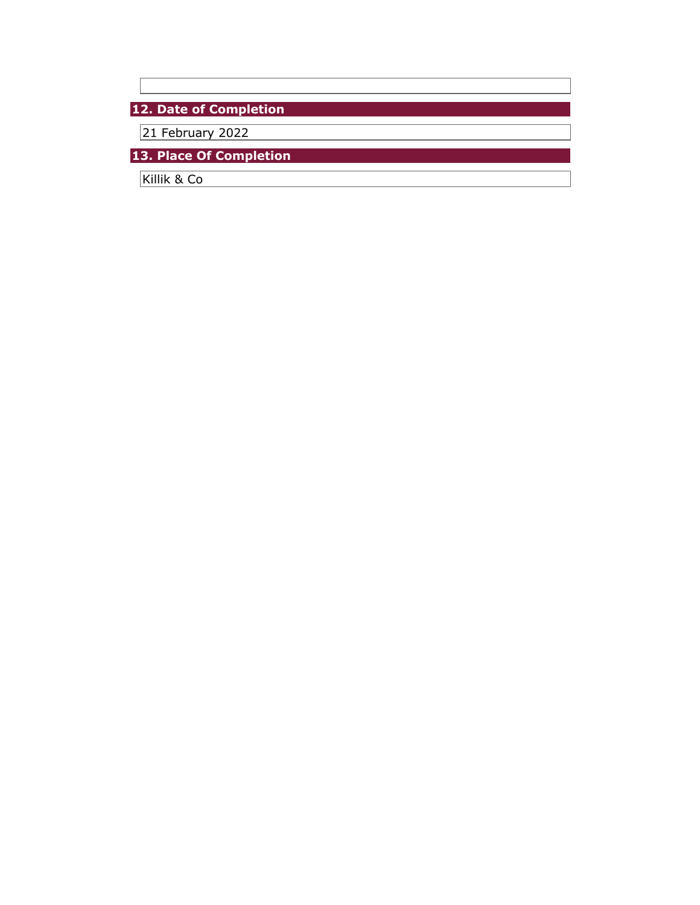## 12. Date of Completion

21 February 2022

## 13. Place Of Completion

Killik & Co